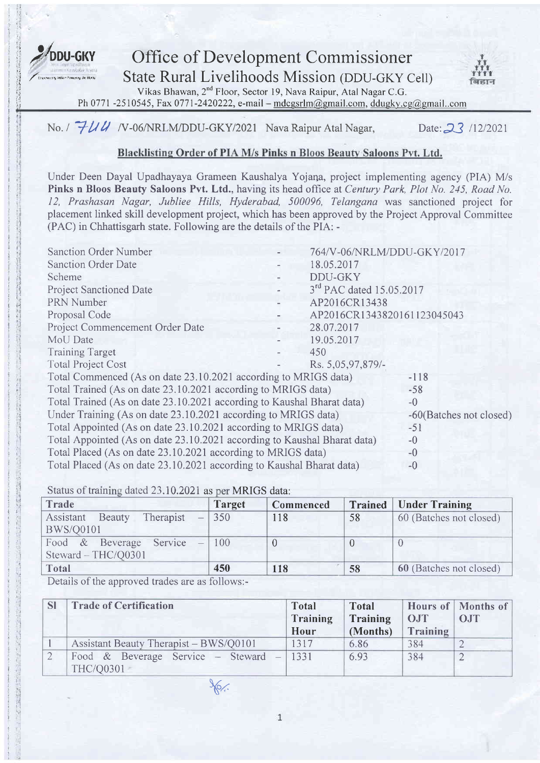# Office of Development Commissioner

## State Rural Livelihoods Mission (DDU-GKY Cell)

Vikas Bhawan, 2nd Floor, Sector 19, Nava Raipur, Atal Nagar C.G.
Ph 0771 -2510545, Fax 0771-2420222, e-mail – mdcgsrlm@gmail.com, ddugky.cg@gmail..com

No. / 744 /V-06/NRLM/DDU-GKY/2021 Nava Raipur Atal Nagar, Date: 23 /12/2021

### Blacklisting Order of PIA M/s Pinks n Bloos Beauty Saloons Pvt. Ltd.

Under Deen Dayal Upadhayaya Grameen Kaushalya Yojana, project implementing agency (PIA) M/s **Pinks n Bloos Beauty Saloons Pvt. Ltd.**, having its head office at *Century Park, Plot No. 245, Road No. 12, Prashasan Nagar, Jubliee Hills, Hyderabad, 500096, Telangana* was sanctioned project for placement linked skill development project, which has been approved by the Project Approval Committee (PAC) in Chhattisgarh state. Following are the details of the PIA: -

| | | |
|---|---|---|
| Sanction Order Number | - | 764/V-06/NRLM/DDU-GKY/2017 |
| Sanction Order Date | - | 18.05.2017 |
| Scheme | - | DDU-GKY |
| Project Sanctioned Date | - | 3rd PAC dated 15.05.2017 |
| PRN Number | - | AP2016CR13438 |
| Proposal Code | - | AP2016CR1343820161123045043 |
| Project Commencement Order Date | - | 28.07.2017 |
| MoU Date | - | 19.05.2017 |
| Training Target | - | 450 |
| Total Project Cost | - | Rs. 5,05,97,879/- |
| Total Commenced (As on date 23.10.2021 according to MRIGS data) | | -118 |
| Total Trained (As on date 23.10.2021 according to MRIGS data) | | -58 |
| Total Trained (As on date 23.10.2021 according to Kaushal Bharat data) | | -0 |
| Under Training (As on date 23.10.2021 according to MRIGS data) | | -60(Batches not closed) |
| Total Appointed (As on date 23.10.2021 according to MRIGS data) | | -51 |
| Total Appointed (As on date 23.10.2021 according to Kaushal Bharat data) | | -0 |
| Total Placed (As on date 23.10.2021 according to MRIGS data) | | -0 |
| Total Placed (As on date 23.10.2021 according to Kaushal Bharat data) | | -0 |

Status of training dated 23.10.2021 as per MRIGS data:

| Trade | Target | Commenced | Trained | Under Training |
|---|---|---|---|---|
| Assistant Beauty Therapist – BWS/Q0101 | 350 | 118 | 58 | 60 (Batches not closed) |
| Food & Beverage Service – Steward – THC/Q0301 | 100 | 0 | 0 | 0 |
| **Total** | **450** | **118** | **58** | **60** (Batches not closed) |

Details of the approved trades are as follows:-

| Sl | Trade of Certification | Total Training Hour | Total Training (Months) | Hours of OJT Training | Months of OJT |
|---|---|---|---|---|---|
| 1 | Assistant Beauty Therapist – BWS/Q0101 | 1317 | 6.86 | 384 | 2 |
| 2 | Food & Beverage Service – Steward – THC/Q0301 | 1331 | 6.93 | 384 | 2 |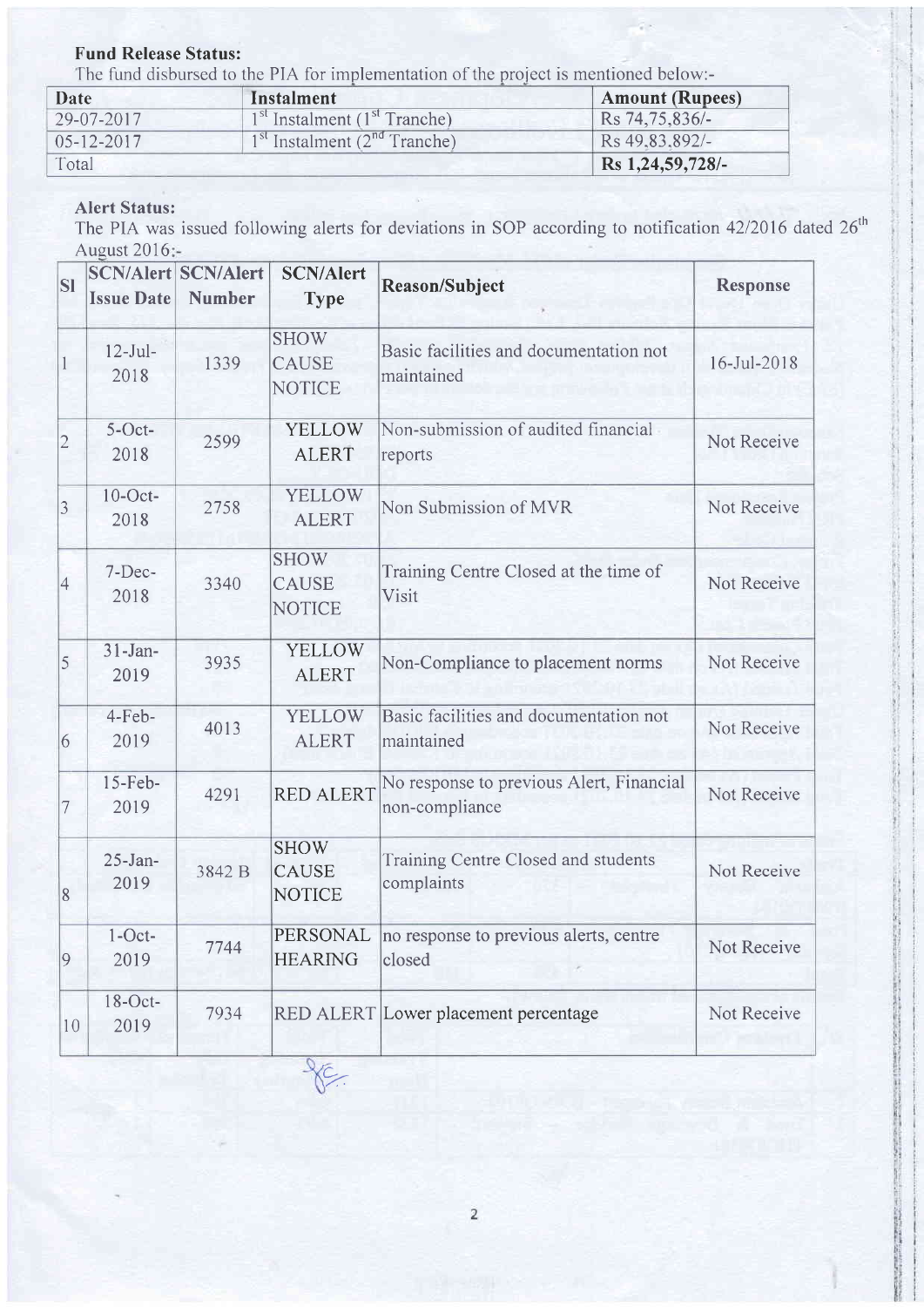**Fund Release Status:**

The fund disbursed to the PIA for implementation of the project is mentioned below:-

| Date | Instalment | Amount (Rupees) |
|---|---|---|
| 29-07-2017 | 1st Instalment (1st Tranche) | Rs 74,75,836/- |
| 05-12-2017 | 1st Instalment (2nd Tranche) | Rs 49,83,892/- |
| Total | | **Rs 1,24,59,728/-** |

**Alert Status:**

The PIA was issued following alerts for deviations in SOP according to notification 42/2016 dated 26th August 2016:-

| Sl | SCN/Alert Issue Date | SCN/Alert Number | SCN/Alert Type | Reason/Subject | Response |
|---|---|---|---|---|---|
| 1 | 12-Jul-2018 | 1339 | SHOW CAUSE NOTICE | Basic facilities and documentation not maintained | 16-Jul-2018 |
| 2 | 5-Oct-2018 | 2599 | YELLOW ALERT | Non-submission of audited financial reports | Not Receive |
| 3 | 10-Oct-2018 | 2758 | YELLOW ALERT | Non Submission of MVR | Not Receive |
| 4 | 7-Dec-2018 | 3340 | SHOW CAUSE NOTICE | Training Centre Closed at the time of Visit | Not Receive |
| 5 | 31-Jan-2019 | 3935 | YELLOW ALERT | Non-Compliance to placement norms | Not Receive |
| 6 | 4-Feb-2019 | 4013 | YELLOW ALERT | Basic facilities and documentation not maintained | Not Receive |
| 7 | 15-Feb-2019 | 4291 | RED ALERT | No response to previous Alert, Financial non-compliance | Not Receive |
| 8 | 25-Jan-2019 | 3842 B | SHOW CAUSE NOTICE | Training Centre Closed and students complaints | Not Receive |
| 9 | 1-Oct-2019 | 7744 | PERSONAL HEARING | no response to previous alerts, centre closed | Not Receive |
| 10 | 18-Oct-2019 | 7934 | RED ALERT | Lower placement percentage | Not Receive |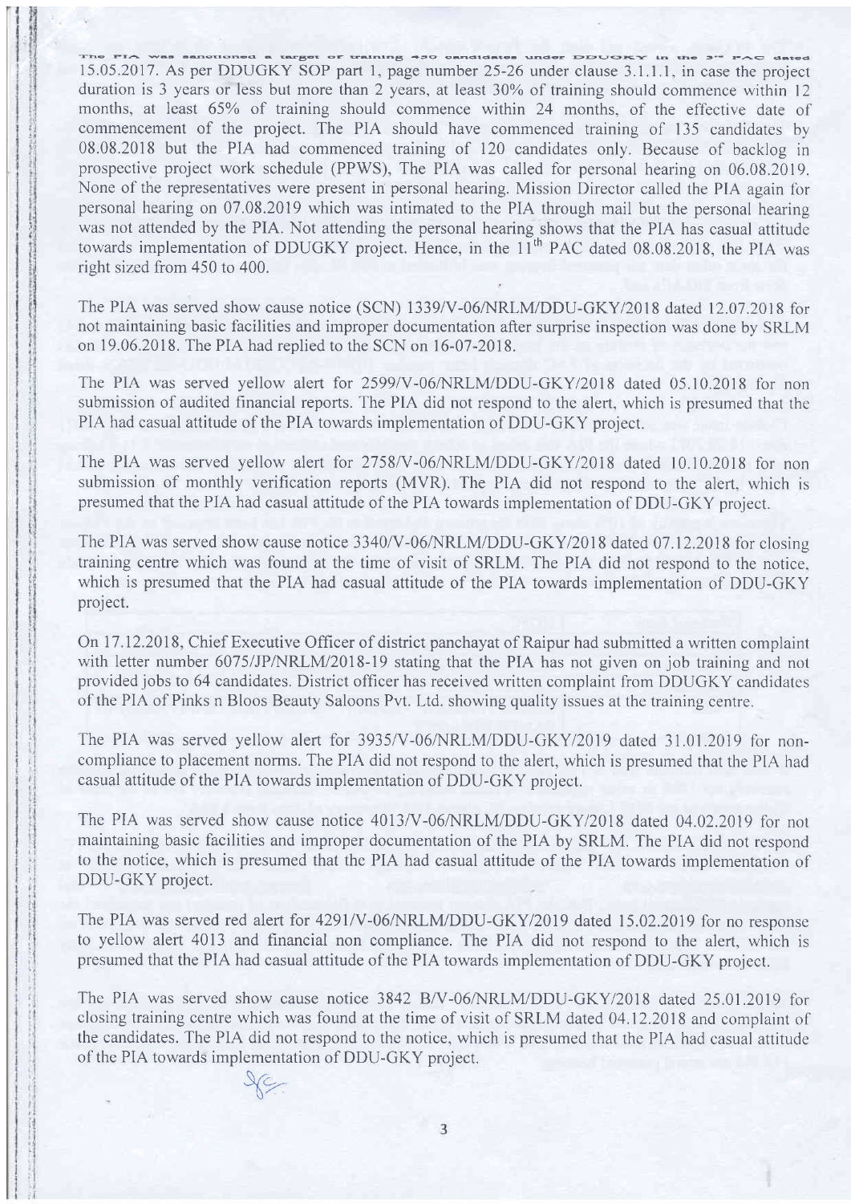The PIA was sanctioned a target of training 450 candidates under DDUGKY in the 3rd PAC dated 15.05.2017. As per DDUGKY SOP part 1, page number 25-26 under clause 3.1.1.1, in case the project duration is 3 years or less but more than 2 years, at least 30% of training should commence within 12 months, at least 65% of training should commence within 24 months, of the effective date of commencement of the project. The PIA should have commenced training of 135 candidates by 08.08.2018 but the PIA had commenced training of 120 candidates only. Because of backlog in prospective project work schedule (PPWS), The PIA was called for personal hearing on 06.08.2019. None of the representatives were present in personal hearing. Mission Director called the PIA again for personal hearing on 07.08.2019 which was intimated to the PIA through mail but the personal hearing was not attended by the PIA. Not attending the personal hearing shows that the PIA has casual attitude towards implementation of DDUGKY project. Hence, in the 11th PAC dated 08.08.2018, the PIA was right sized from 450 to 400.

The PIA was served show cause notice (SCN) 1339/V-06/NRLM/DDU-GKY/2018 dated 12.07.2018 for not maintaining basic facilities and improper documentation after surprise inspection was done by SRLM on 19.06.2018. The PIA had replied to the SCN on 16-07-2018.

The PIA was served yellow alert for 2599/V-06/NRLM/DDU-GKY/2018 dated 05.10.2018 for non submission of audited financial reports. The PIA did not respond to the alert, which is presumed that the PIA had casual attitude of the PIA towards implementation of DDU-GKY project.

The PIA was served yellow alert for 2758/V-06/NRLM/DDU-GKY/2018 dated 10.10.2018 for non submission of monthly verification reports (MVR). The PIA did not respond to the alert, which is presumed that the PIA had casual attitude of the PIA towards implementation of DDU-GKY project.

The PIA was served show cause notice 3340/V-06/NRLM/DDU-GKY/2018 dated 07.12.2018 for closing training centre which was found at the time of visit of SRLM. The PIA did not respond to the notice, which is presumed that the PIA had casual attitude of the PIA towards implementation of DDU-GKY project.

On 17.12.2018, Chief Executive Officer of district panchayat of Raipur had submitted a written complaint with letter number 6075/JP/NRLM/2018-19 stating that the PIA has not given on job training and not provided jobs to 64 candidates. District officer has received written complaint from DDUGKY candidates of the PIA of Pinks n Bloos Beauty Saloons Pvt. Ltd. showing quality issues at the training centre.

The PIA was served yellow alert for 3935/V-06/NRLM/DDU-GKY/2019 dated 31.01.2019 for non-compliance to placement norms. The PIA did not respond to the alert, which is presumed that the PIA had casual attitude of the PIA towards implementation of DDU-GKY project.

The PIA was served show cause notice 4013/V-06/NRLM/DDU-GKY/2018 dated 04.02.2019 for not maintaining basic facilities and improper documentation of the PIA by SRLM. The PIA did not respond to the notice, which is presumed that the PIA had casual attitude of the PIA towards implementation of DDU-GKY project.

The PIA was served red alert for 4291/V-06/NRLM/DDU-GKY/2019 dated 15.02.2019 for no response to yellow alert 4013 and financial non compliance. The PIA did not respond to the alert, which is presumed that the PIA had casual attitude of the PIA towards implementation of DDU-GKY project.

The PIA was served show cause notice 3842 B/V-06/NRLM/DDU-GKY/2018 dated 25.01.2019 for closing training centre which was found at the time of visit of SRLM dated 04.12.2018 and complaint of the candidates. The PIA did not respond to the notice, which is presumed that the PIA had casual attitude of the PIA towards implementation of DDU-GKY project.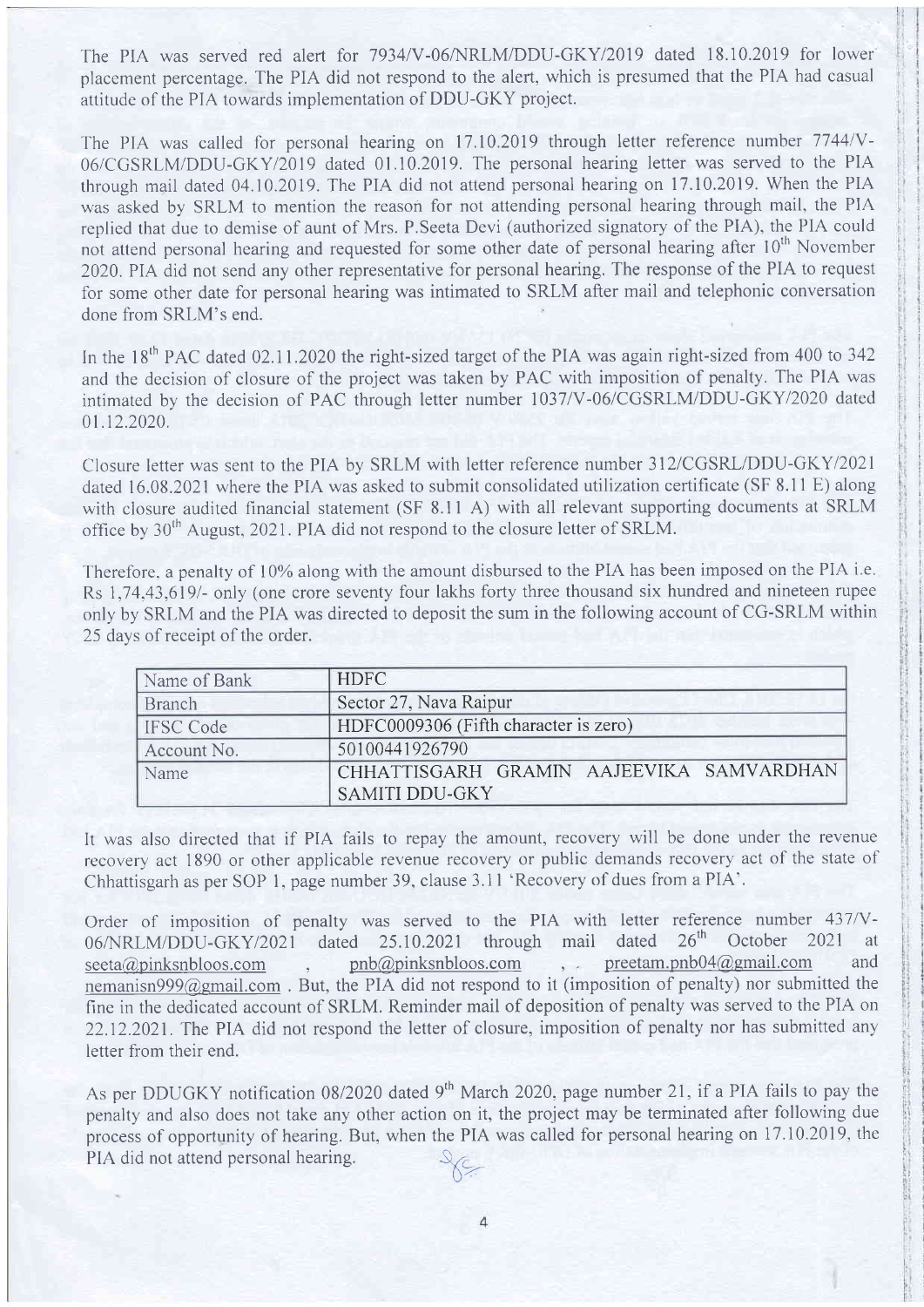The PIA was served red alert for 7934/V-06/NRLM/DDU-GKY/2019 dated 18.10.2019 for lower placement percentage. The PIA did not respond to the alert, which is presumed that the PIA had casual attitude of the PIA towards implementation of DDU-GKY project.

The PIA was called for personal hearing on 17.10.2019 through letter reference number 7744/V-06/CGSRLM/DDU-GKY/2019 dated 01.10.2019. The personal hearing letter was served to the PIA through mail dated 04.10.2019. The PIA did not attend personal hearing on 17.10.2019. When the PIA was asked by SRLM to mention the reason for not attending personal hearing through mail, the PIA replied that due to demise of aunt of Mrs. P.Seeta Devi (authorized signatory of the PIA), the PIA could not attend personal hearing and requested for some other date of personal hearing after 10th November 2020. PIA did not send any other representative for personal hearing. The response of the PIA to request for some other date for personal hearing was intimated to SRLM after mail and telephonic conversation done from SRLM's end.

In the 18th PAC dated 02.11.2020 the right-sized target of the PIA was again right-sized from 400 to 342 and the decision of closure of the project was taken by PAC with imposition of penalty. The PIA was intimated by the decision of PAC through letter number 1037/V-06/CGSRLM/DDU-GKY/2020 dated 01.12.2020.

Closure letter was sent to the PIA by SRLM with letter reference number 312/CGSRL/DDU-GKY/2021 dated 16.08.2021 where the PIA was asked to submit consolidated utilization certificate (SF 8.11 E) along with closure audited financial statement (SF 8.11 A) with all relevant supporting documents at SRLM office by 30th August, 2021. PIA did not respond to the closure letter of SRLM.

Therefore, a penalty of 10% along with the amount disbursed to the PIA has been imposed on the PIA i.e. Rs 1,74,43,619/- only (one crore seventy four lakhs forty three thousand six hundred and nineteen rupee only by SRLM and the PIA was directed to deposit the sum in the following account of CG-SRLM within 25 days of receipt of the order.

| Name of Bank | HDFC |
|---|---|
| Branch | Sector 27, Nava Raipur |
| IFSC Code | HDFC0009306 (Fifth character is zero) |
| Account No. | 50100441926790 |
| Name | CHHATTISGARH GRAMIN AAJEEVIKA SAMVARDHAN SAMITI DDU-GKY |

It was also directed that if PIA fails to repay the amount, recovery will be done under the revenue recovery act 1890 or other applicable revenue recovery or public demands recovery act of the state of Chhattisgarh as per SOP 1, page number 39, clause 3.11 'Recovery of dues from a PIA'.

Order of imposition of penalty was served to the PIA with letter reference number 437/V-06/NRLM/DDU-GKY/2021 dated 25.10.2021 through mail dated 26th October 2021 at seeta@pinksnbloos.com , pnb@pinksnbloos.com , preetam.pnb04@gmail.com and nemanisn999@gmail.com . But, the PIA did not respond to it (imposition of penalty) nor submitted the fine in the dedicated account of SRLM. Reminder mail of deposition of penalty was served to the PIA on 22.12.2021. The PIA did not respond the letter of closure, imposition of penalty nor has submitted any letter from their end.

As per DDUGKY notification 08/2020 dated 9th March 2020, page number 21, if a PIA fails to pay the penalty and also does not take any other action on it, the project may be terminated after following due process of opportunity of hearing. But, when the PIA was called for personal hearing on 17.10.2019, the PIA did not attend personal hearing.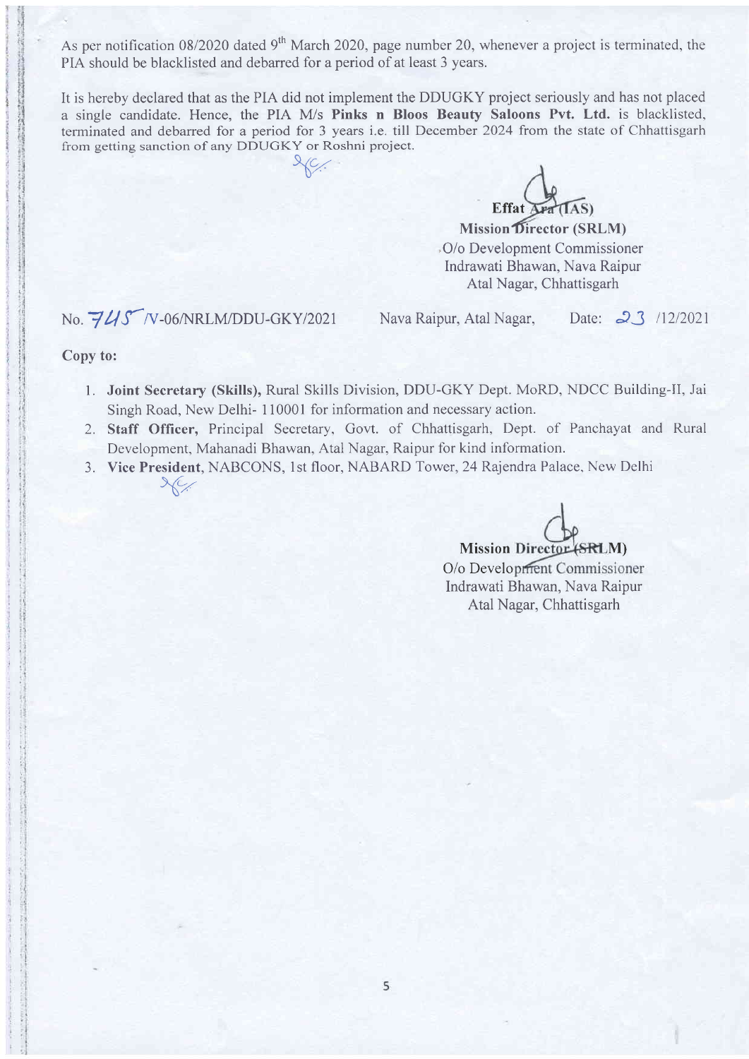As per notification 08/2020 dated 9th March 2020, page number 20, whenever a project is terminated, the PIA should be blacklisted and debarred for a period of at least 3 years.

It is hereby declared that as the PIA did not implement the DDUGKY project seriously and has not placed a single candidate. Hence, the PIA M/s **Pinks n Bloos Beauty Saloons Pvt. Ltd.** is blacklisted, terminated and debarred for a period for 3 years i.e. till December 2024 from the state of Chhattisgarh from getting sanction of any DDUGKY or Roshni project.

**Effat Ara (IAS)**
**Mission Director (SRLM)**
O/o Development Commissioner
Indrawati Bhawan, Nava Raipur
Atal Nagar, Chhattisgarh

No. 745 /V-06/NRLM/DDU-GKY/2021 Nava Raipur, Atal Nagar, Date: 23 /12/2021

**Copy to:**

1. **Joint Secretary (Skills),** Rural Skills Division, DDU-GKY Dept. MoRD, NDCC Building-II, Jai Singh Road, New Delhi- 110001 for information and necessary action.
2. **Staff Officer,** Principal Secretary, Govt. of Chhattisgarh, Dept. of Panchayat and Rural Development, Mahanadi Bhawan, Atal Nagar, Raipur for kind information.
3. **Vice President**, NABCONS, 1st floor, NABARD Tower, 24 Rajendra Palace, New Delhi

**Mission Director (SRLM)**
O/o Development Commissioner
Indrawati Bhawan, Nava Raipur
Atal Nagar, Chhattisgarh